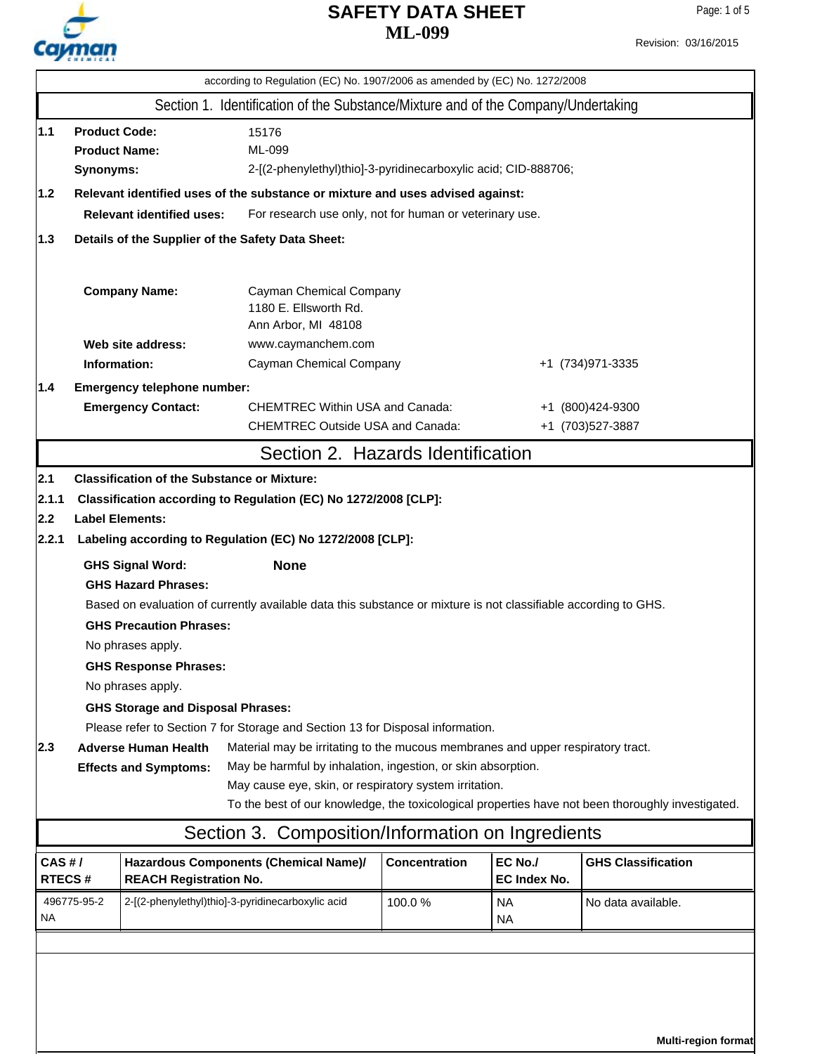# SAFETY DATA SHEET
# ML-099

Revision: 03/16/2015

according to Regulation (EC) No. 1907/2006 as amended by (EC) No. 1272/2008

## Section 1. Identification of the Substance/Mixture and of the Company/Undertaking

**1.1 Product Code:** 15176

**Product Name:** ML-099

**Synonyms:** 2-[(2-phenylethyl)thio]-3-pyridinecarboxylic acid; CID-888706;

**1.2 Relevant identified uses of the substance or mixture and uses advised against:**

**Relevant identified uses:** For research use only, not for human or veterinary use.

**1.3 Details of the Supplier of the Safety Data Sheet:**

**Company Name:** Cayman Chemical Company
1180 E. Ellsworth Rd.
Ann Arbor, MI 48108

**Web site address:** www.caymanchem.com

**Information:** Cayman Chemical Company +1 (734)971-3335

**1.4 Emergency telephone number:**

**Emergency Contact:**
CHEMTREC Within USA and Canada: +1 (800)424-9300
CHEMTREC Outside USA and Canada: +1 (703)527-3887

## Section 2. Hazards Identification

**2.1 Classification of the Substance or Mixture:**

**2.1.1 Classification according to Regulation (EC) No 1272/2008 [CLP]:**

**2.2 Label Elements:**

**2.2.1 Labeling according to Regulation (EC) No 1272/2008 [CLP]:**

**GHS Signal Word:** **None**

**GHS Hazard Phrases:**

Based on evaluation of currently available data this substance or mixture is not classifiable according to GHS.

**GHS Precaution Phrases:**

No phrases apply.

**GHS Response Phrases:**

No phrases apply.

**GHS Storage and Disposal Phrases:**

Please refer to Section 7 for Storage and Section 13 for Disposal information.

**2.3 Adverse Human Health Effects and Symptoms:**
Material may be irritating to the mucous membranes and upper respiratory tract.
May be harmful by inhalation, ingestion, or skin absorption.
May cause eye, skin, or respiratory system irritation.
To the best of our knowledge, the toxicological properties have not been thoroughly investigated.

## Section 3. Composition/Information on Ingredients

| CAS # / RTECS # | Hazardous Components (Chemical Name)/ REACH Registration No. | Concentration | EC No./ EC Index No. | GHS Classification |
|---|---|---|---|---|
| 496775-95-2<br>NA | 2-[(2-phenylethyl)thio]-3-pyridinecarboxylic acid | 100.0 % | NA<br>NA | No data available. |

Multi-region format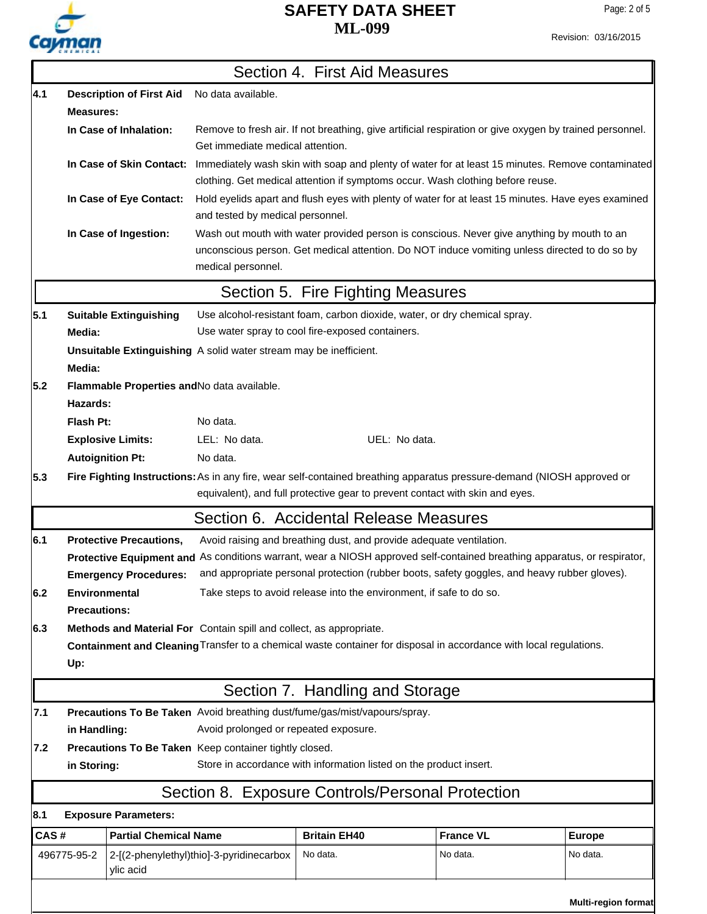## Section 4. First Aid Measures

**4.1 Description of First Aid Measures:** No data available.

**In Case of Inhalation:** Remove to fresh air. If not breathing, give artificial respiration or give oxygen by trained personnel. Get immediate medical attention.

**In Case of Skin Contact:** Immediately wash skin with soap and plenty of water for at least 15 minutes. Remove contaminated clothing. Get medical attention if symptoms occur. Wash clothing before reuse.

**In Case of Eye Contact:** Hold eyelids apart and flush eyes with plenty of water for at least 15 minutes. Have eyes examined and tested by medical personnel.

**In Case of Ingestion:** Wash out mouth with water provided person is conscious. Never give anything by mouth to an unconscious person. Get medical attention. Do NOT induce vomiting unless directed to do so by medical personnel.

## Section 5. Fire Fighting Measures

**5.1 Suitable Extinguishing Media:** Use alcohol-resistant foam, carbon dioxide, water, or dry chemical spray. Use water spray to cool fire-exposed containers.

**Unsuitable Extinguishing Media:** A solid water stream may be inefficient.

**5.2 Flammable Properties and Hazards:** No data available.

**Flash Pt:** No data.

**Explosive Limits:** LEL: No data. UEL: No data.

**Autoignition Pt:** No data.

**5.3 Fire Fighting Instructions:** As in any fire, wear self-contained breathing apparatus pressure-demand (NIOSH approved or equivalent), and full protective gear to prevent contact with skin and eyes.

## Section 6. Accidental Release Measures

**6.1 Protective Precautions, Protective Equipment and Emergency Procedures:** Avoid raising and breathing dust, and provide adequate ventilation. As conditions warrant, wear a NIOSH approved self-contained breathing apparatus, or respirator, and appropriate personal protection (rubber boots, safety goggles, and heavy rubber gloves).

**6.2 Environmental Precautions:** Take steps to avoid release into the environment, if safe to do so.

**6.3 Methods and Material For Containment and Cleaning Up:** Contain spill and collect, as appropriate. Transfer to a chemical waste container for disposal in accordance with local regulations.

## Section 7. Handling and Storage

**7.1 Precautions To Be Taken in Handling:** Avoid breathing dust/fume/gas/mist/vapours/spray. Avoid prolonged or repeated exposure.

**7.2 Precautions To Be Taken in Storing:** Keep container tightly closed. Store in accordance with information listed on the product insert.

## Section 8. Exposure Controls/Personal Protection

**8.1 Exposure Parameters:**

| CAS # | Partial Chemical Name | Britain EH40 | France VL | Europe |
|---|---|---|---|---|
| 496775-95-2 | 2-[(2-phenylethyl)thio]-3-pyridinecarboxylic acid | No data. | No data. | No data. |

**Multi-region format**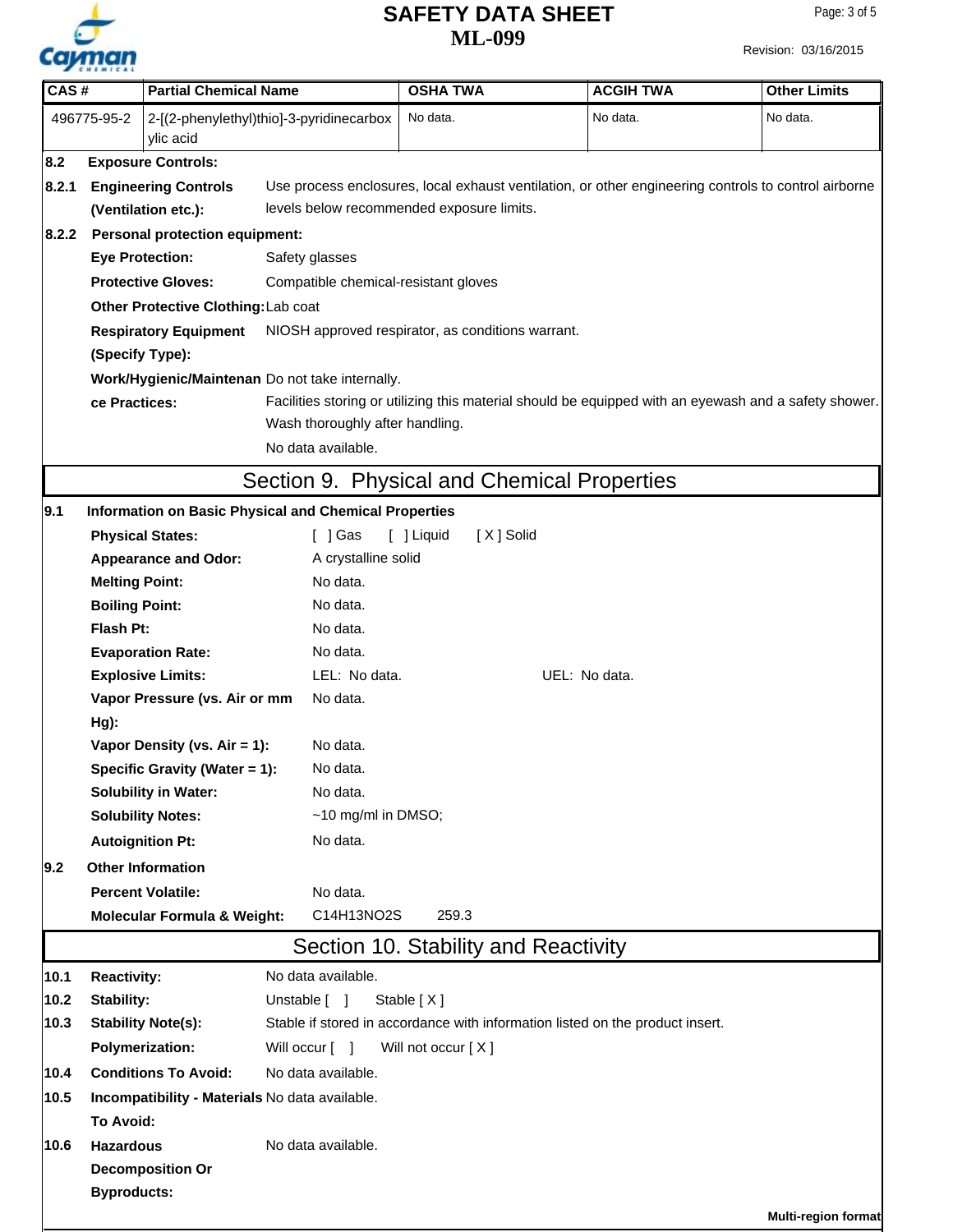| CAS # | Partial Chemical Name | OSHA TWA | ACGIH TWA | Other Limits |
|---|---|---|---|---|
| 496775-95-2 | 2-[(2-phenylethyl)thio]-3-pyridinecarboxylic acid | No data. | No data. | No data. |

**8.2 Exposure Controls:**

**8.2.1 Engineering Controls (Ventilation etc.):** Use process enclosures, local exhaust ventilation, or other engineering controls to control airborne levels below recommended exposure limits.

**8.2.2 Personal protection equipment:**

**Eye Protection:** Safety glasses

**Protective Gloves:** Compatible chemical-resistant gloves

**Other Protective Clothing:** Lab coat

**Respiratory Equipment (Specify Type):** NIOSH approved respirator, as conditions warrant.

**Work/Hygienic/Maintenance Practices:** Do not take internally.
Facilities storing or utilizing this material should be equipped with an eyewash and a safety shower.
Wash thoroughly after handling.
No data available.

## Section 9. Physical and Chemical Properties

**9.1 Information on Basic Physical and Chemical Properties**

**Physical States:** [ ] Gas [ ] Liquid [ X ] Solid

**Appearance and Odor:** A crystalline solid

**Melting Point:** No data.

**Boiling Point:** No data.

**Flash Pt:** No data.

**Evaporation Rate:** No data.

**Explosive Limits:** LEL: No data. UEL: No data.

**Vapor Pressure (vs. Air or mm Hg):** No data.

**Vapor Density (vs. Air = 1):** No data.

**Specific Gravity (Water = 1):** No data.

**Solubility in Water:** No data.

**Solubility Notes:** ~10 mg/ml in DMSO;

**Autoignition Pt:** No data.

**9.2 Other Information**

**Percent Volatile:** No data.

**Molecular Formula & Weight:** $C_{14}H_{13}NO_2S$ 259.3

## Section 10. Stability and Reactivity

**10.1 Reactivity:** No data available.

**10.2 Stability:** Unstable [ ] Stable [ X ]

**10.3 Stability Note(s):** Stable if stored in accordance with information listed on the product insert.

**Polymerization:** Will occur [ ] Will not occur [ X ]

**10.4 Conditions To Avoid:** No data available.

**10.5 Incompatibility - Materials To Avoid:** No data available.

**10.6 Hazardous Decomposition Or Byproducts:** No data available.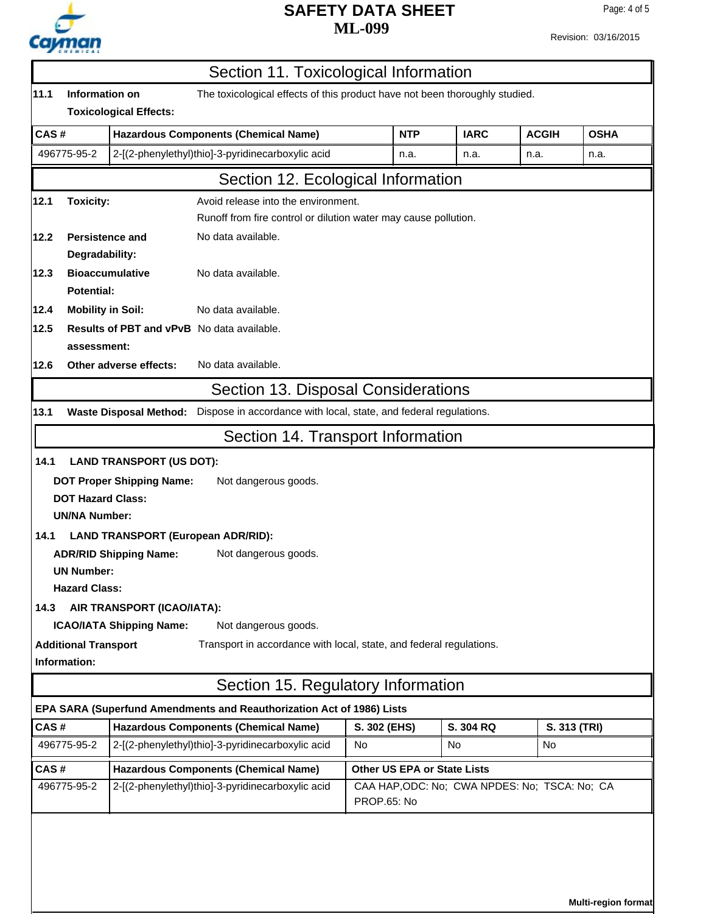## Section 11. Toxicological Information

**11.1 Information on Toxicological Effects:** The toxicological effects of this product have not been thoroughly studied.

| CAS # | Hazardous Components (Chemical Name) | NTP | IARC | ACGIH | OSHA |
|---|---|---|---|---|---|
| 496775-95-2 | 2-[(2-phenylethyl)thio]-3-pyridinecarboxylic acid | n.a. | n.a. | n.a. | n.a. |

## Section 12. Ecological Information

**12.1 Toxicity:** Avoid release into the environment.
Runoff from fire control or dilution water may cause pollution.

**12.2 Persistence and Degradability:** No data available.

**12.3 Bioaccumulative Potential:** No data available.

**12.4 Mobility in Soil:** No data available.

**12.5 Results of PBT and vPvB assessment:** No data available.

**12.6 Other adverse effects:** No data available.

## Section 13. Disposal Considerations

**13.1 Waste Disposal Method:** Dispose in accordance with local, state, and federal regulations.

## Section 14. Transport Information

**14.1 LAND TRANSPORT (US DOT):**

**DOT Proper Shipping Name:** Not dangerous goods.

**DOT Hazard Class:**

**UN/NA Number:**

**14.1 LAND TRANSPORT (European ADR/RID):**

**ADR/RID Shipping Name:** Not dangerous goods.

**UN Number:**

**Hazard Class:**

**14.3 AIR TRANSPORT (ICAO/IATA):**

**ICAO/IATA Shipping Name:** Not dangerous goods.

**Additional Transport Information:** Transport in accordance with local, state, and federal regulations.

## Section 15. Regulatory Information

**EPA SARA (Superfund Amendments and Reauthorization Act of 1986) Lists**

| CAS # | Hazardous Components (Chemical Name) | S. 302 (EHS) | S. 304 RQ | S. 313 (TRI) |
|---|---|---|---|---|
| 496775-95-2 | 2-[(2-phenylethyl)thio]-3-pyridinecarboxylic acid | No | No | No |

| CAS # | Hazardous Components (Chemical Name) | Other US EPA or State Lists |
|---|---|---|
| 496775-95-2 | 2-[(2-phenylethyl)thio]-3-pyridinecarboxylic acid | CAA HAP,ODC: No; CWA NPDES: No; TSCA: No; CA PROP.65: No |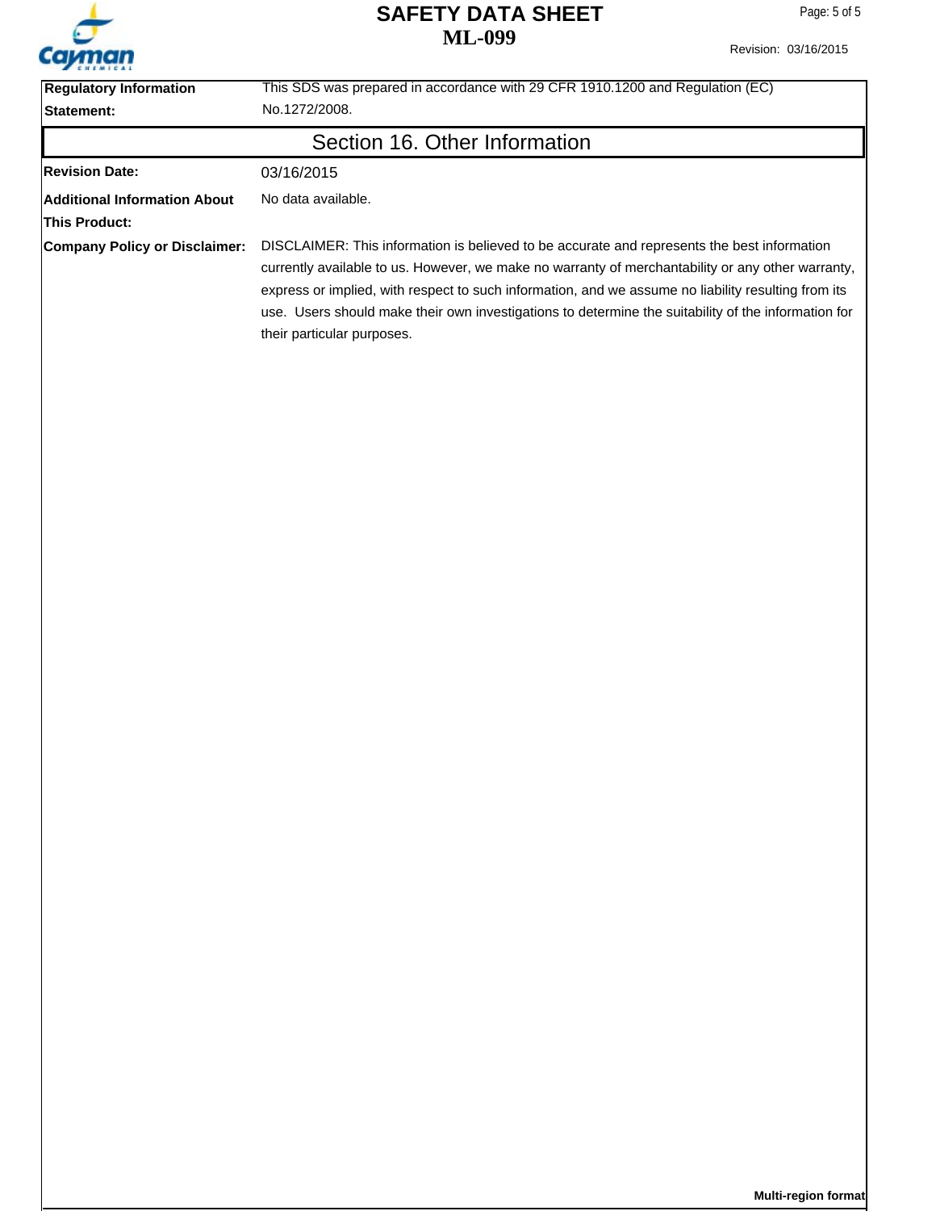| | |
|---|---|
| **Regulatory Information Statement:** | This SDS was prepared in accordance with 29 CFR 1910.1200 and Regulation (EC) No.1272/2008. |

## Section 16. Other Information

| | |
|---|---|
| **Revision Date:** | 03/16/2015 |
| **Additional Information About This Product:** | No data available. |
| **Company Policy or Disclaimer:** | DISCLAIMER: This information is believed to be accurate and represents the best information currently available to us. However, we make no warranty of merchantability or any other warranty, express or implied, with respect to such information, and we assume no liability resulting from its use. Users should make their own investigations to determine the suitability of the information for their particular purposes. |

**Multi-region format**